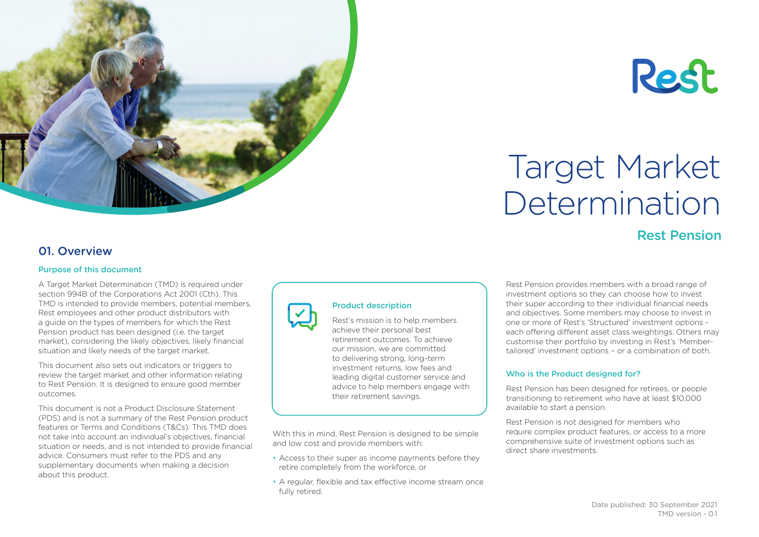Rest

# Target Market Determination

## Rest Pension

## 01. Overview

### Purpose of this document

A Target Market Determination (TMD) is required under section 994B of the Corporations Act 2001 (Cth). This TMD is intended to provide members, potential members, Rest employees and other product distributors with a guide on the types of members for which the Rest Pension product has been designed (i.e. the target market), considering the likely objectives, likely financial situation and likely needs of the target market.

This document also sets out indicators or triggers to review the target market and other information relating to Rest Pension. It is designed to ensure good member outcomes.

This document is not a Product Disclosure Statement (PDS) and is not a summary of the Rest Pension product features or Terms and Conditions (T&Cs). This TMD does not take into account an individual's objectives, financial situation or needs, and is not intended to provide financial advice. Consumers must refer to the PDS and any supplementary documents when making a decision about this product.

### Product description

Rest's mission is to help members achieve their personal best retirement outcomes. To achieve our mission, we are committed to delivering strong, long-term investment returns, low fees and leading digital customer service and advice to help members engage with their retirement savings.

With this in mind, Rest Pension is designed to be simple and low cost and provide members with:

- Access to their super as income payments before they retire completely from the workforce, or
- A regular, flexible and tax effective income stream once fully retired.

Rest Pension provides members with a broad range of investment options so they can choose how to invest their super according to their individual financial needs and objectives. Some members may choose to invest in one or more of Rest's 'Structured' investment options - each offering different asset class weightings. Others may customise their portfolio by investing in Rest's 'Member-tailored' investment options – or a combination of both.

### Who is the Product designed for?

Rest Pension has been designed for retirees, or people transitioning to retirement who have at least $10,000 available to start a pension.

Rest Pension is not designed for members who require complex product features, or access to a more comprehensive suite of investment options such as direct share investments.

Date published: 30 September 2021
TMD version - 0.1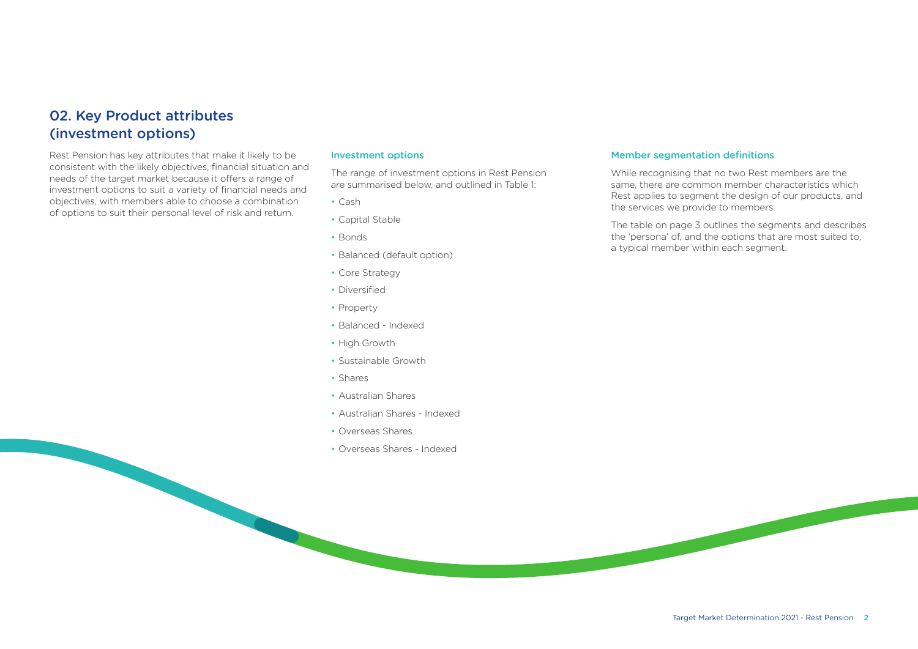## 02. Key Product attributes (investment options)

Rest Pension has key attributes that make it likely to be consistent with the likely objectives, financial situation and needs of the target market because it offers a range of investment options to suit a variety of financial needs and objectives, with members able to choose a combination of options to suit their personal level of risk and return.

### Investment options

The range of investment options in Rest Pension are summarised below, and outlined in Table 1:

- Cash
- Capital Stable
- Bonds
- Balanced (default option)
- Core Strategy
- Diversified
- Property
- Balanced - Indexed
- High Growth
- Sustainable Growth
- Shares
- Australian Shares
- Australian Shares - Indexed
- Overseas Shares
- Overseas Shares - Indexed

### Member segmentation definitions

While recognising that no two Rest members are the same, there are common member characteristics which Rest applies to segment the design of our products, and the services we provide to members.

The table on page 3 outlines the segments and describes the 'persona' of, and the options that are most suited to, a typical member within each segment.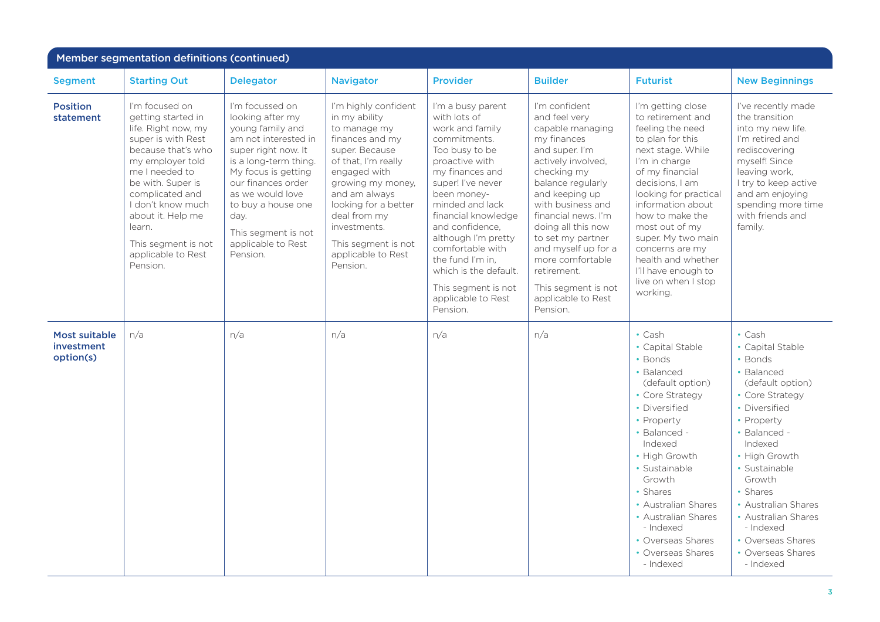## Member segmentation definitions (continued)

| Segment | Starting Out | Delegator | Navigator | Provider | Builder | Futurist | New Beginnings |
|---|---|---|---|---|---|---|---|
| **Position statement** | I'm focused on getting started in life. Right now, my super is with Rest because that's who my employer told me I needed to be with. Super is complicated and I don't know much about it. Help me learn.<br><br>This segment is not applicable to Rest Pension. | I'm focussed on looking after my young family and am not interested in super right now. It is a long-term thing. My focus is getting our finances order as we would love to buy a house one day.<br><br>This segment is not applicable to Rest Pension. | I'm highly confident in my ability to manage my finances and my super. Because of that, I'm really engaged with growing my money, and am always looking for a better deal from my investments.<br><br>This segment is not applicable to Rest Pension. | I'm a busy parent with lots of work and family commitments. Too busy to be proactive with my finances and super! I've never been money-minded and lack financial knowledge and confidence, although I'm pretty comfortable with the fund I'm in, which is the default.<br><br>This segment is not applicable to Rest Pension. | I'm confident and feel very capable managing my finances and super. I'm actively involved, checking my balance regularly and keeping up with business and financial news. I'm doing all this now to set my partner and myself up for a more comfortable retirement.<br><br>This segment is not applicable to Rest Pension. | I'm getting close to retirement and feeling the need to plan for this next stage. While I'm in charge of my financial decisions, I am looking for practical information about how to make the most out of my super. My two main concerns are my health and whether I'll have enough to live on when I stop working. | I've recently made the transition into my new life. I'm retired and rediscovering myself! Since leaving work, I try to keep active and am enjoying spending more time with friends and family. |
| **Most suitable investment option(s)** | n/a | n/a | n/a | n/a | n/a | • Cash<br>• Capital Stable<br>• Bonds<br>• Balanced (default option)<br>• Core Strategy<br>• Diversified<br>• Property<br>• Balanced - Indexed<br>• High Growth<br>• Sustainable Growth<br>• Shares<br>• Australian Shares<br>• Australian Shares - Indexed<br>• Overseas Shares<br>• Overseas Shares - Indexed | • Cash<br>• Capital Stable<br>• Bonds<br>• Balanced (default option)<br>• Core Strategy<br>• Diversified<br>• Property<br>• Balanced - Indexed<br>• High Growth<br>• Sustainable Growth<br>• Shares<br>• Australian Shares<br>• Australian Shares - Indexed<br>• Overseas Shares<br>• Overseas Shares - Indexed |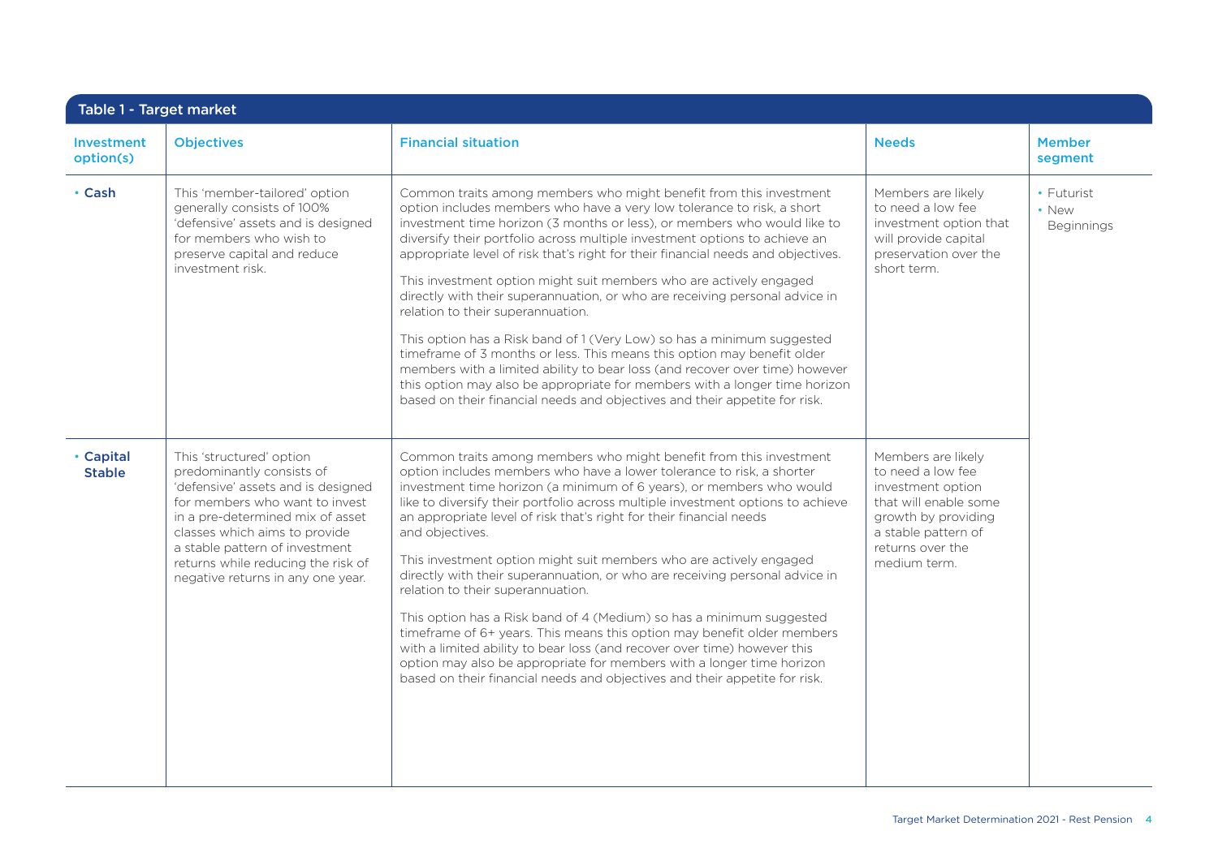## Table 1 - Target market

| Investment option(s) | Objectives | Financial situation | Needs | Member segment |
|---|---|---|---|---|
| • **Cash** | This 'member-tailored' option generally consists of 100% 'defensive' assets and is designed for members who wish to preserve capital and reduce investment risk. | Common traits among members who might benefit from this investment option includes members who have a very low tolerance to risk, a short investment time horizon (3 months or less), or members who would like to diversify their portfolio across multiple investment options to achieve an appropriate level of risk that's right for their financial needs and objectives.<br><br>This investment option might suit members who are actively engaged directly with their superannuation, or who are receiving personal advice in relation to their superannuation.<br><br>This option has a Risk band of 1 (Very Low) so has a minimum suggested timeframe of 3 months or less. This means this option may benefit older members with a limited ability to bear loss (and recover over time) however this option may also be appropriate for members with a longer time horizon based on their financial needs and objectives and their appetite for risk. | Members are likely to need a low fee investment option that will provide capital preservation over the short term. | • Futurist<br>• New Beginnings |
| • **Capital Stable** | This 'structured' option predominantly consists of 'defensive' assets and is designed for members who want to invest in a pre-determined mix of asset classes which aims to provide a stable pattern of investment returns while reducing the risk of negative returns in any one year. | Common traits among members who might benefit from this investment option includes members who have a lower tolerance to risk, a shorter investment time horizon (a minimum of 6 years), or members who would like to diversify their portfolio across multiple investment options to achieve an appropriate level of risk that's right for their financial needs and objectives.<br><br>This investment option might suit members who are actively engaged directly with their superannuation, or who are receiving personal advice in relation to their superannuation.<br><br>This option has a Risk band of 4 (Medium) so has a minimum suggested timeframe of 6+ years. This means this option may benefit older members with a limited ability to bear loss (and recover over time) however this option may also be appropriate for members with a longer time horizon based on their financial needs and objectives and their appetite for risk. | Members are likely to need a low fee investment option that will enable some growth by providing a stable pattern of returns over the medium term. | |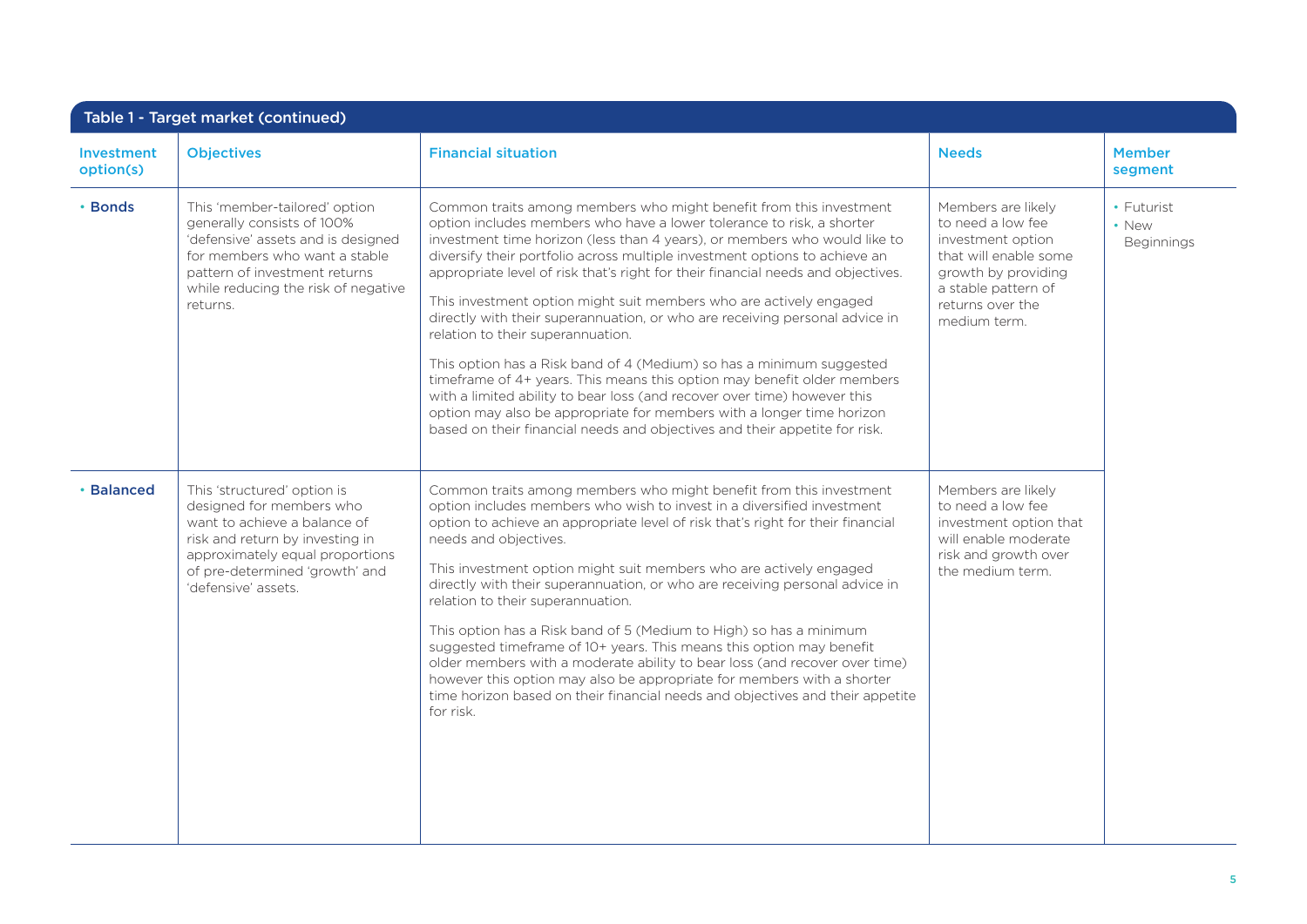## Table 1 - Target market (continued)

| Investment option(s) | Objectives | Financial situation | Needs | Member segment |
|---|---|---|---|---|
| • Bonds | This 'member-tailored' option generally consists of 100% 'defensive' assets and is designed for members who want a stable pattern of investment returns while reducing the risk of negative returns. | Common traits among members who might benefit from this investment option includes members who have a lower tolerance to risk, a shorter investment time horizon (less than 4 years), or members who would like to diversify their portfolio across multiple investment options to achieve an appropriate level of risk that's right for their financial needs and objectives.<br><br>This investment option might suit members who are actively engaged directly with their superannuation, or who are receiving personal advice in relation to their superannuation.<br><br>This option has a Risk band of 4 (Medium) so has a minimum suggested timeframe of 4+ years. This means this option may benefit older members with a limited ability to bear loss (and recover over time) however this option may also be appropriate for members with a longer time horizon based on their financial needs and objectives and their appetite for risk. | Members are likely to need a low fee investment option that will enable some growth by providing a stable pattern of returns over the medium term. | • Futurist<br>• New Beginnings |
| • Balanced | This 'structured' option is designed for members who want to achieve a balance of risk and return by investing in approximately equal proportions of pre-determined 'growth' and 'defensive' assets. | Common traits among members who might benefit from this investment option includes members who wish to invest in a diversified investment option to achieve an appropriate level of risk that's right for their financial needs and objectives.<br><br>This investment option might suit members who are actively engaged directly with their superannuation, or who are receiving personal advice in relation to their superannuation.<br><br>This option has a Risk band of 5 (Medium to High) so has a minimum suggested timeframe of 10+ years. This means this option may benefit older members with a moderate ability to bear loss (and recover over time) however this option may also be appropriate for members with a shorter time horizon based on their financial needs and objectives and their appetite for risk. | Members are likely to need a low fee investment option that will enable moderate risk and growth over the medium term. | |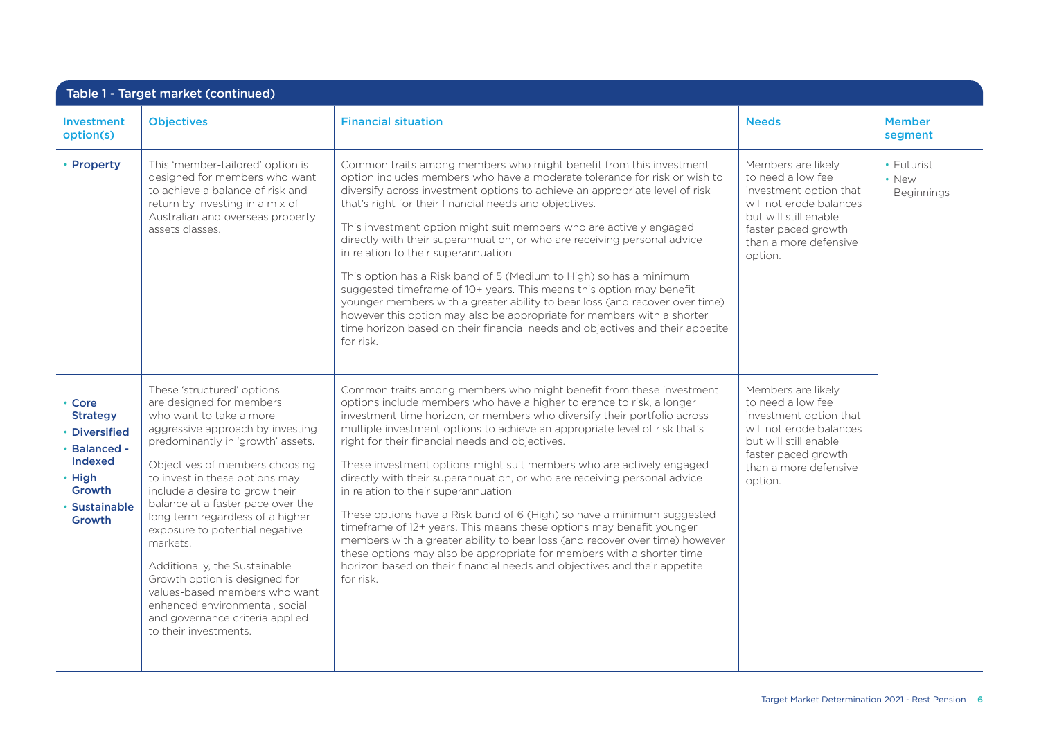| Table 1 - Target market (continued) | | | | |
|---|---|---|---|---|
| **Investment option(s)** | **Objectives** | **Financial situation** | **Needs** | **Member segment** |
| • **Property** | This 'member-tailored' option is designed for members who want to achieve a balance of risk and return by investing in a mix of Australian and overseas property assets classes. | Common traits among members who might benefit from this investment option includes members who have a moderate tolerance for risk or wish to diversify across investment options to achieve an appropriate level of risk that's right for their financial needs and objectives.<br><br>This investment option might suit members who are actively engaged directly with their superannuation, or who are receiving personal advice in relation to their superannuation.<br><br>This option has a Risk band of 5 (Medium to High) so has a minimum suggested timeframe of 10+ years. This means this option may benefit younger members with a greater ability to bear loss (and recover over time) however this option may also be appropriate for members with a shorter time horizon based on their financial needs and objectives and their appetite for risk. | Members are likely to need a low fee investment option that will not erode balances but will still enable faster paced growth than a more defensive option. | • Futurist<br>• New Beginnings |
| • **Core Strategy**<br>• **Diversified**<br>• **Balanced - Indexed**<br>• **High Growth**<br>• **Sustainable Growth** | These 'structured' options are designed for members who want to take a more aggressive approach by investing predominantly in 'growth' assets.<br><br>Objectives of members choosing to invest in these options may include a desire to grow their balance at a faster pace over the long term regardless of a higher exposure to potential negative markets.<br><br>Additionally, the Sustainable Growth option is designed for values-based members who want enhanced environmental, social and governance criteria applied to their investments. | Common traits among members who might benefit from these investment options include members who have a higher tolerance to risk, a longer investment time horizon, or members who diversify their portfolio across multiple investment options to achieve an appropriate level of risk that's right for their financial needs and objectives.<br><br>These investment options might suit members who are actively engaged directly with their superannuation, or who are receiving personal advice in relation to their superannuation.<br><br>These options have a Risk band of 6 (High) so have a minimum suggested timeframe of 12+ years. This means these options may benefit younger members with a greater ability to bear loss (and recover over time) however these options may also be appropriate for members with a shorter time horizon based on their financial needs and objectives and their appetite for risk. | Members are likely to need a low fee investment option that will not erode balances but will still enable faster paced growth than a more defensive option. | |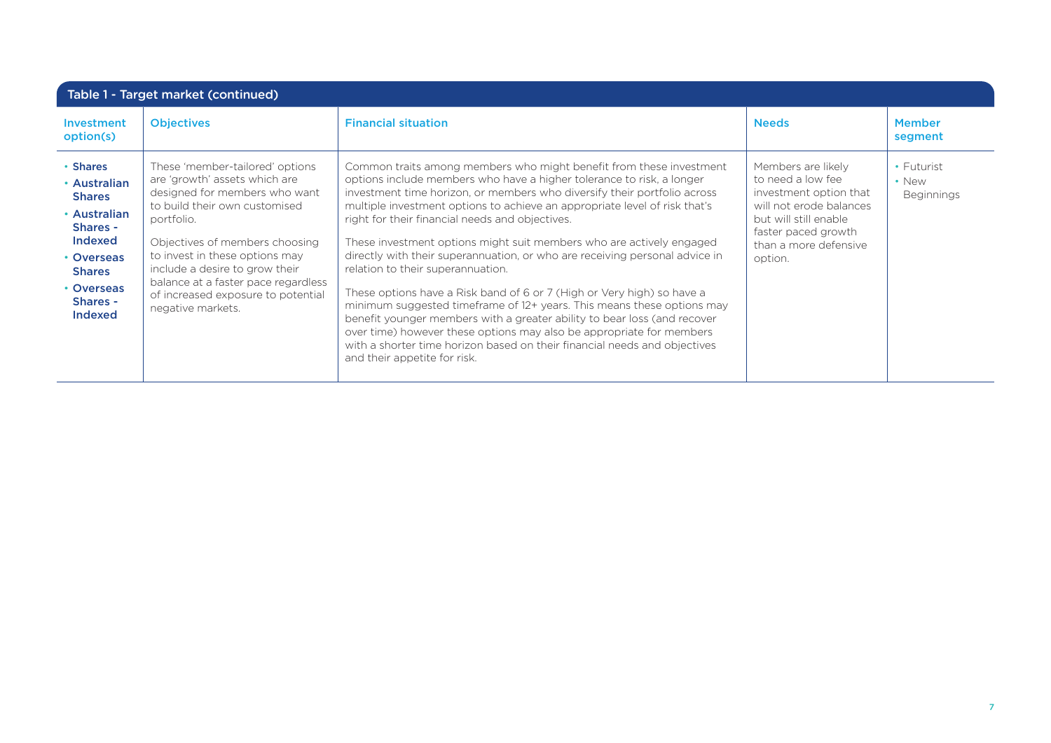**Table 1 - Target market (continued)**

| Investment option(s) | Objectives | Financial situation | Needs | Member segment |
|---|---|---|---|---|
| • **Shares**<br>• **Australian Shares**<br>• **Australian Shares - Indexed**<br>• **Overseas Shares**<br>• **Overseas Shares - Indexed** | These 'member-tailored' options are 'growth' assets which are designed for members who want to build their own customised portfolio.<br><br>Objectives of members choosing to invest in these options may include a desire to grow their balance at a faster pace regardless of increased exposure to potential negative markets. | Common traits among members who might benefit from these investment options include members who have a higher tolerance to risk, a longer investment time horizon, or members who diversify their portfolio across multiple investment options to achieve an appropriate level of risk that's right for their financial needs and objectives.<br><br>These investment options might suit members who are actively engaged directly with their superannuation, or who are receiving personal advice in relation to their superannuation.<br><br>These options have a Risk band of 6 or 7 (High or Very high) so have a minimum suggested timeframe of 12+ years. This means these options may benefit younger members with a greater ability to bear loss (and recover over time) however these options may also be appropriate for members with a shorter time horizon based on their financial needs and objectives and their appetite for risk. | Members are likely to need a low fee investment option that will not erode balances but will still enable faster paced growth than a more defensive option. | • Futurist<br>• New Beginnings |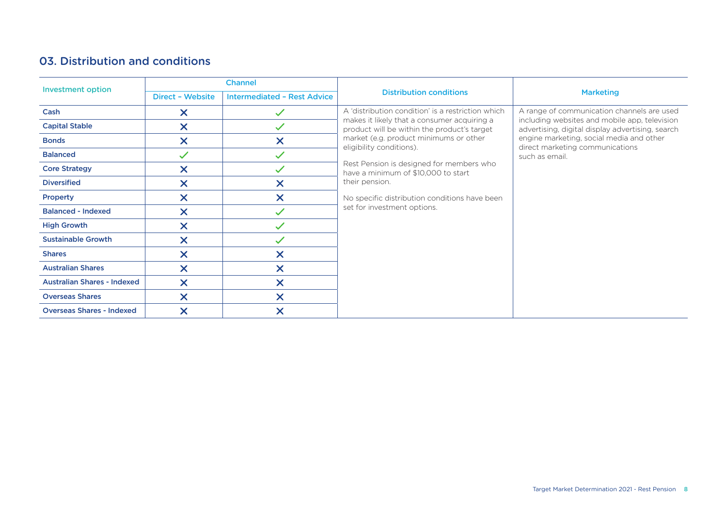## 03. Distribution and conditions

| Investment option | Channel | | Distribution conditions | Marketing |
|---|---|---|---|---|
| | Direct – Website | Intermediated – Rest Advice | | |
| Cash | ✗ | ✓ | A 'distribution condition' is a restriction which makes it likely that a consumer acquiring a product will be within the product's target market (e.g. product minimums or other eligibility conditions).<br><br>Rest Pension is designed for members who have a minimum of $10,000 to start their pension.<br><br>No specific distribution conditions have been set for investment options. | A range of communication channels are used including websites and mobile app, television advertising, digital display advertising, search engine marketing, social media and other direct marketing communications such as email. |
| Capital Stable | ✗ | ✓ | | |
| Bonds | ✗ | ✗ | | |
| Balanced | ✓ | ✓ | | |
| Core Strategy | ✗ | ✓ | | |
| Diversified | ✗ | ✗ | | |
| Property | ✗ | ✗ | | |
| Balanced - Indexed | ✗ | ✓ | | |
| High Growth | ✗ | ✓ | | |
| Sustainable Growth | ✗ | ✓ | | |
| Shares | ✗ | ✗ | | |
| Australian Shares | ✗ | ✗ | | |
| Australian Shares - Indexed | ✗ | ✗ | | |
| Overseas Shares | ✗ | ✗ | | |
| Overseas Shares - Indexed | ✗ | ✗ | | |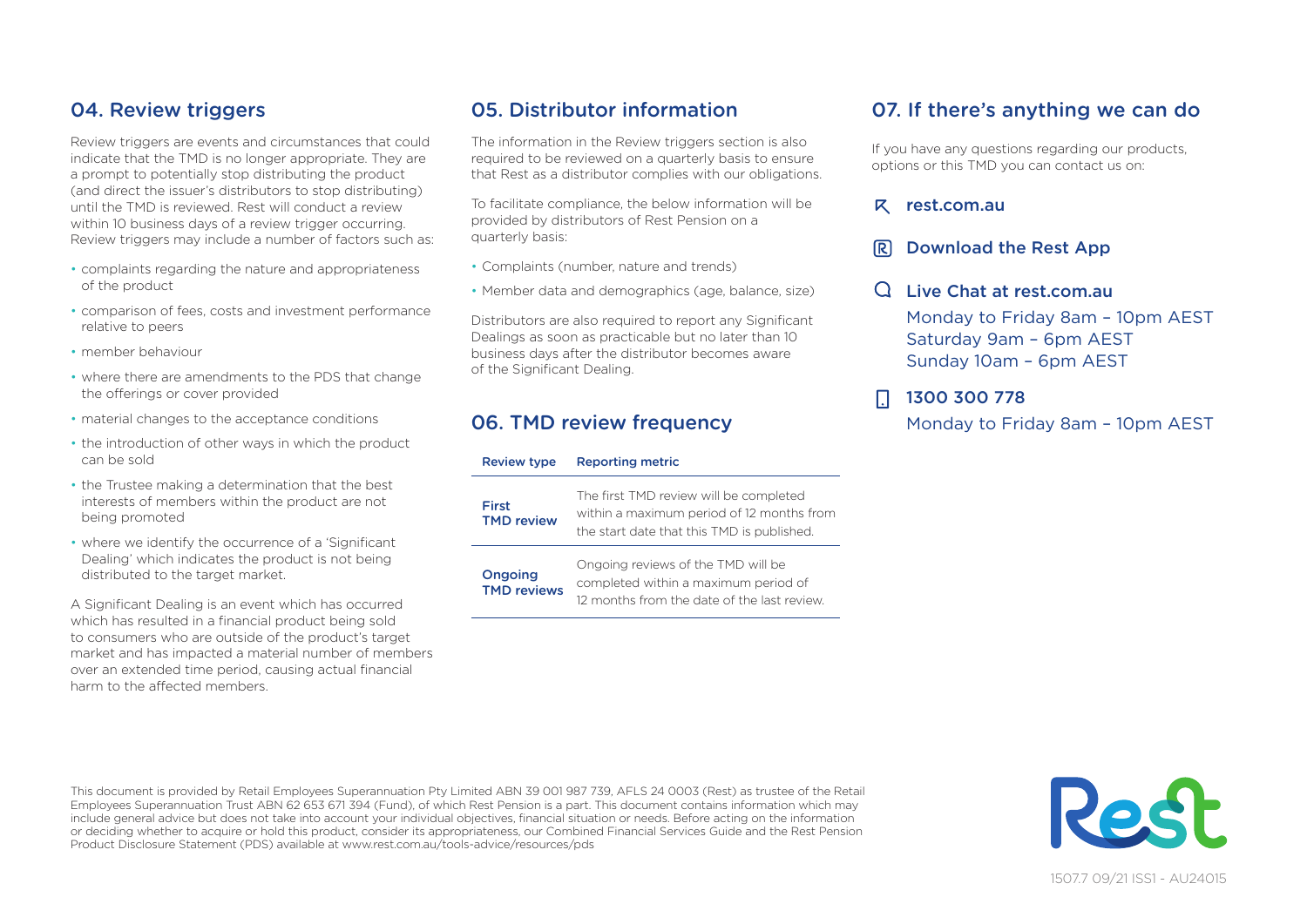## 04. Review triggers

Review triggers are events and circumstances that could indicate that the TMD is no longer appropriate. They are a prompt to potentially stop distributing the product (and direct the issuer's distributors to stop distributing) until the TMD is reviewed. Rest will conduct a review within 10 business days of a review trigger occurring. Review triggers may include a number of factors such as:

- complaints regarding the nature and appropriateness of the product
- comparison of fees, costs and investment performance relative to peers
- member behaviour
- where there are amendments to the PDS that change the offerings or cover provided
- material changes to the acceptance conditions
- the introduction of other ways in which the product can be sold
- the Trustee making a determination that the best interests of members within the product are not being promoted
- where we identify the occurrence of a 'Significant Dealing' which indicates the product is not being distributed to the target market.

A Significant Dealing is an event which has occurred which has resulted in a financial product being sold to consumers who are outside of the product's target market and has impacted a material number of members over an extended time period, causing actual financial harm to the affected members.

## 05. Distributor information

The information in the Review triggers section is also required to be reviewed on a quarterly basis to ensure that Rest as a distributor complies with our obligations.

To facilitate compliance, the below information will be provided by distributors of Rest Pension on a quarterly basis:

- Complaints (number, nature and trends)
- Member data and demographics (age, balance, size)

Distributors are also required to report any Significant Dealings as soon as practicable but no later than 10 business days after the distributor becomes aware of the Significant Dealing.

## 06. TMD review frequency

| Review type | Reporting metric |
|---|---|
| First TMD review | The first TMD review will be completed within a maximum period of 12 months from the start date that this TMD is published. |
| Ongoing TMD reviews | Ongoing reviews of the TMD will be completed within a maximum period of 12 months from the date of the last review. |

## 07. If there's anything we can do

If you have any questions regarding our products, options or this TMD you can contact us on:

**rest.com.au**

**Download the Rest App**

**Live Chat at rest.com.au**
Monday to Friday 8am – 10pm AEST
Saturday 9am – 6pm AEST
Sunday 10am – 6pm AEST

**1300 300 778**
Monday to Friday 8am – 10pm AEST

This document is provided by Retail Employees Superannuation Pty Limited ABN 39 001 987 739, AFLS 24 0003 (Rest) as trustee of the Retail Employees Superannuation Trust ABN 62 653 671 394 (Fund), of which Rest Pension is a part. This document contains information which may include general advice but does not take into account your individual objectives, financial situation or needs. Before acting on the information or deciding whether to acquire or hold this product, consider its appropriateness, our Combined Financial Services Guide and the Rest Pension Product Disclosure Statement (PDS) available at www.rest.com.au/tools-advice/resources/pds

Rest

1507.7 09/21 ISS1 - AU24015